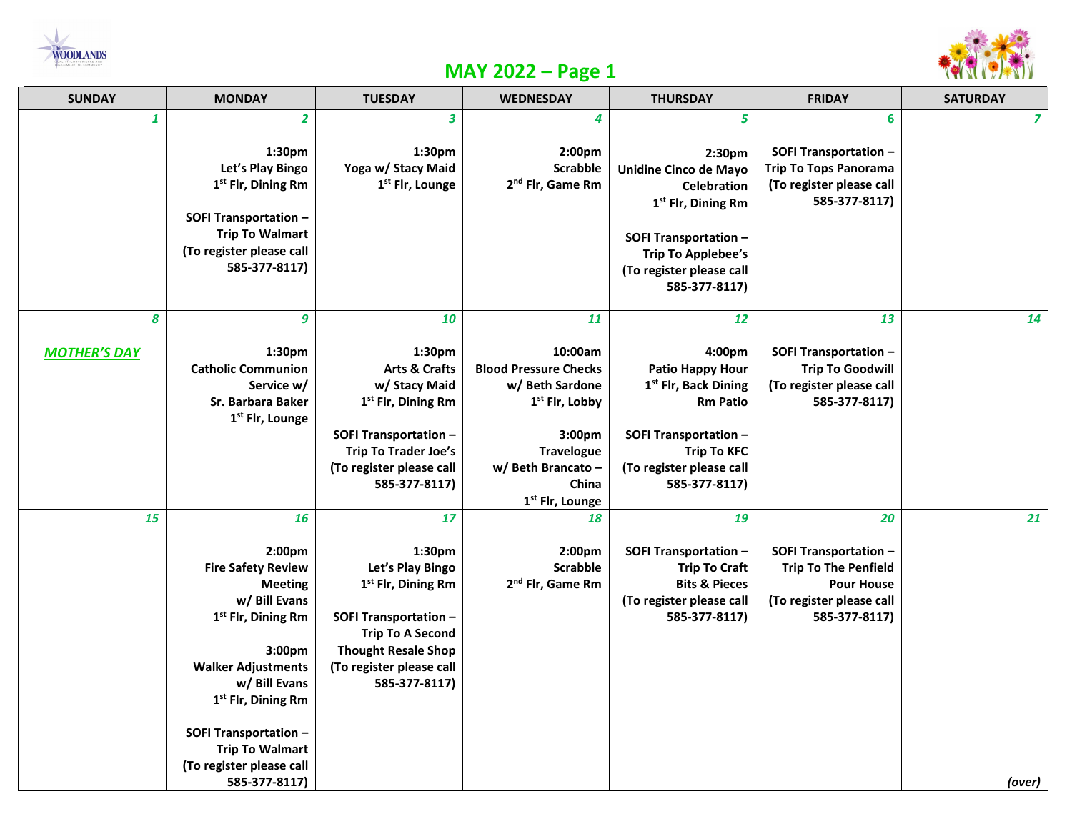# MAY 2022 – Page 1

| SUNDAY | MONDAY | TUESDAY | WEDNESDAY | THURSDAY | FRIDAY | SATURDAY |
|---|---|---|---|---|---|---|
| 1 | 2<br><br>1:30pm<br>Let's Play Bingo<br>1st Flr, Dining Rm<br><br>SOFI Transportation – Trip To Walmart<br>(To register please call 585-377-8117) | 3<br><br>1:30pm<br>Yoga w/ Stacy Maid<br>1st Flr, Lounge | 4<br><br>2:00pm<br>Scrabble<br>2nd Flr, Game Rm | 5<br><br>2:30pm<br>Unidine Cinco de Mayo Celebration<br>1st Flr, Dining Rm<br><br>SOFI Transportation – Trip To Applebee's<br>(To register please call 585-377-8117) | 6<br><br>SOFI Transportation – Trip To Tops Panorama<br>(To register please call 585-377-8117) | 7 |
| 8<br><br>*MOTHER'S DAY* | 9<br><br>1:30pm<br>Catholic Communion Service w/ Sr. Barbara Baker<br>1st Flr, Lounge | 10<br><br>1:30pm<br>Arts & Crafts w/ Stacy Maid<br>1st Flr, Dining Rm<br><br>SOFI Transportation – Trip To Trader Joe's<br>(To register please call 585-377-8117) | 11<br><br>10:00am<br>Blood Pressure Checks w/ Beth Sardone<br>1st Flr, Lobby<br><br>3:00pm<br>Travelogue w/ Beth Brancato – China<br>1st Flr, Lounge | 12<br><br>4:00pm<br>Patio Happy Hour<br>1st Flr, Back Dining Rm Patio<br><br>SOFI Transportation – Trip To KFC<br>(To register please call 585-377-8117) | 13<br><br>SOFI Transportation – Trip To Goodwill<br>(To register please call 585-377-8117) | 14 |
| 15 | 16<br><br>2:00pm<br>Fire Safety Review Meeting w/ Bill Evans<br>1st Flr, Dining Rm<br><br>3:00pm<br>Walker Adjustments w/ Bill Evans<br>1st Flr, Dining Rm<br><br>SOFI Transportation – Trip To Walmart<br>(To register please call 585-377-8117) | 17<br><br>1:30pm<br>Let's Play Bingo<br>1st Flr, Dining Rm<br><br>SOFI Transportation – Trip To A Second Thought Resale Shop<br>(To register please call 585-377-8117) | 18<br><br>2:00pm<br>Scrabble<br>2nd Flr, Game Rm | 19<br><br>SOFI Transportation – Trip To Craft Bits & Pieces<br>(To register please call 585-377-8117) | 20<br><br>SOFI Transportation – Trip To The Penfield Pour House<br>(To register please call 585-377-8117) | 21<br><br>*(over)* |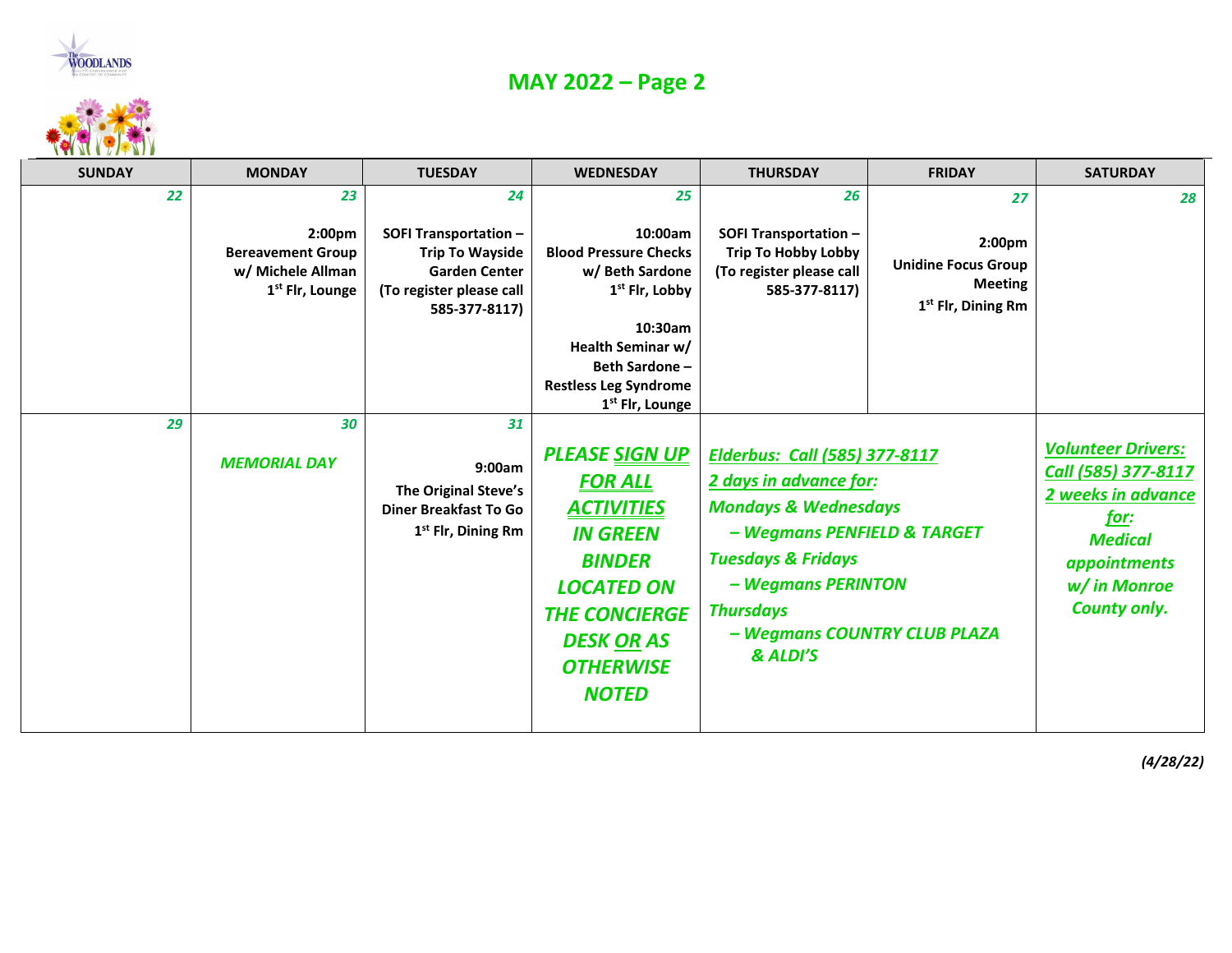# MAY 2022 – Page 2

| SUNDAY | MONDAY | TUESDAY | WEDNESDAY | THURSDAY | FRIDAY | SATURDAY |
|---|---|---|---|---|---|---|
| 22 | 23<br><br>**2:00pm**<br>**Bereavement Group w/ Michele Allman**<br>**1st Flr, Lounge** | 24<br><br>**SOFI Transportation – Trip To Wayside Garden Center**<br>**(To register please call 585-377-8117)** | 25<br><br>**10:00am**<br>**Blood Pressure Checks w/ Beth Sardone**<br>**1st Flr, Lobby**<br><br>**10:30am**<br>**Health Seminar w/ Beth Sardone – Restless Leg Syndrome**<br>**1st Flr, Lounge** | 26<br><br>**SOFI Transportation – Trip To Hobby Lobby**<br>**(To register please call 585-377-8117)** | 27<br><br>**2:00pm**<br>**Unidine Focus Group Meeting**<br>**1st Flr, Dining Rm** | 28 |
| 29 | 30<br><br>***MEMORIAL DAY*** | 31<br><br>**9:00am**<br>**The Original Steve's Diner Breakfast To Go**<br>**1st Flr, Dining Rm** | ***PLEASE SIGN UP FOR ALL ACTIVITIES IN GREEN BINDER LOCATED ON THE CONCIERGE DESK OR AS OTHERWISE NOTED*** | ***Elderbus: Call (585) 377-8117***<br>***2 days in advance for:***<br>***Mondays & Wednesdays***<br>***– Wegmans PENFIELD & TARGET***<br>***Tuesdays & Fridays***<br>***– Wegmans PERINTON***<br>***Thursdays***<br>***– Wegmans COUNTRY CLUB PLAZA & ALDI'S*** | | ***Volunteer Drivers: Call (585) 377-8117 2 weeks in advance for:***<br>***Medical appointments w/ in Monroe County only.*** |

*(4/28/22)*